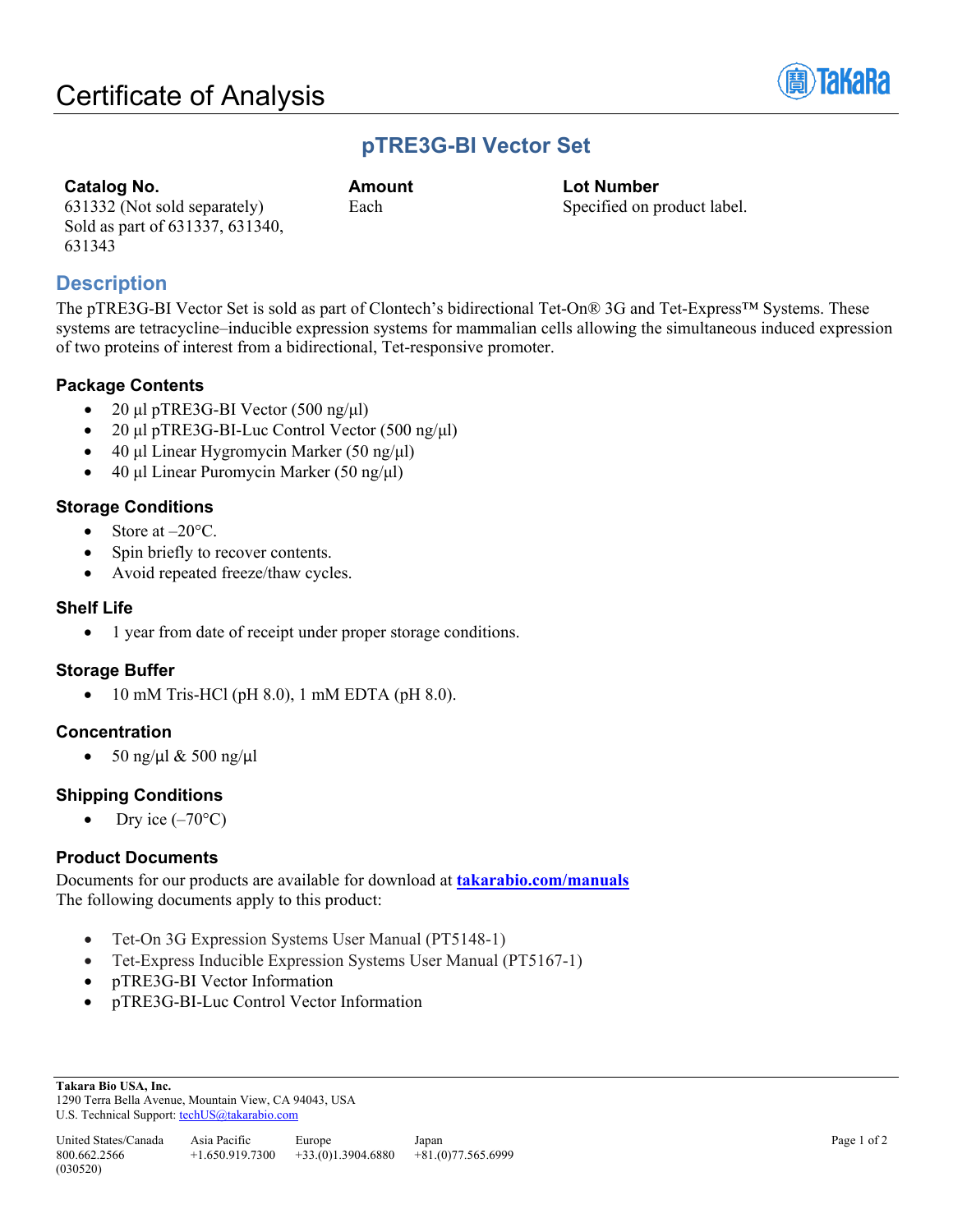# Certificate of Analysis

## pTRE3G-BI Vector Set

| Catalog No. | Amount | Lot Number |
| --- | --- | --- |
| 631332 (Not sold separately) Sold as part of 631337, 631340, 631343 | Each | Specified on product label. |

## Description

The pTRE3G-BI Vector Set is sold as part of Clontech's bidirectional Tet-On® 3G and Tet-Express™ Systems. These systems are tetracycline–inducible expression systems for mammalian cells allowing the simultaneous induced expression of two proteins of interest from a bidirectional, Tet-responsive promoter.

### Package Contents

- 20 µl pTRE3G-BI Vector (500 ng/µl)
- 20 µl pTRE3G-BI-Luc Control Vector (500 ng/µl)
- 40 µl Linear Hygromycin Marker (50 ng/µl)
- 40 µl Linear Puromycin Marker (50 ng/µl)

### Storage Conditions

- Store at –20°C.
- Spin briefly to recover contents.
- Avoid repeated freeze/thaw cycles.

### Shelf Life

- 1 year from date of receipt under proper storage conditions.

### Storage Buffer

- 10 mM Tris-HCl (pH 8.0), 1 mM EDTA (pH 8.0).

### Concentration

- 50 ng/µl & 500 ng/µl

### Shipping Conditions

- Dry ice (–70°C)

### Product Documents

Documents for our products are available for download at **takarabio.com/manuals**
The following documents apply to this product:

- Tet-On 3G Expression Systems User Manual (PT5148-1)
- Tet-Express Inducible Expression Systems User Manual (PT5167-1)
- pTRE3G-BI Vector Information
- pTRE3G-BI-Luc Control Vector Information

**Takara Bio USA, Inc.**
1290 Terra Bella Avenue, Mountain View, CA 94043, USA
U.S. Technical Support: techUS@takarabio.com

| United States/Canada | Asia Pacific | Europe | Japan |
| --- | --- | --- | --- |
| 800.662.2566 | +1.650.919.7300 | +33.(0)1.3904.6880 | +81.(0)77.565.6999 |

(030520)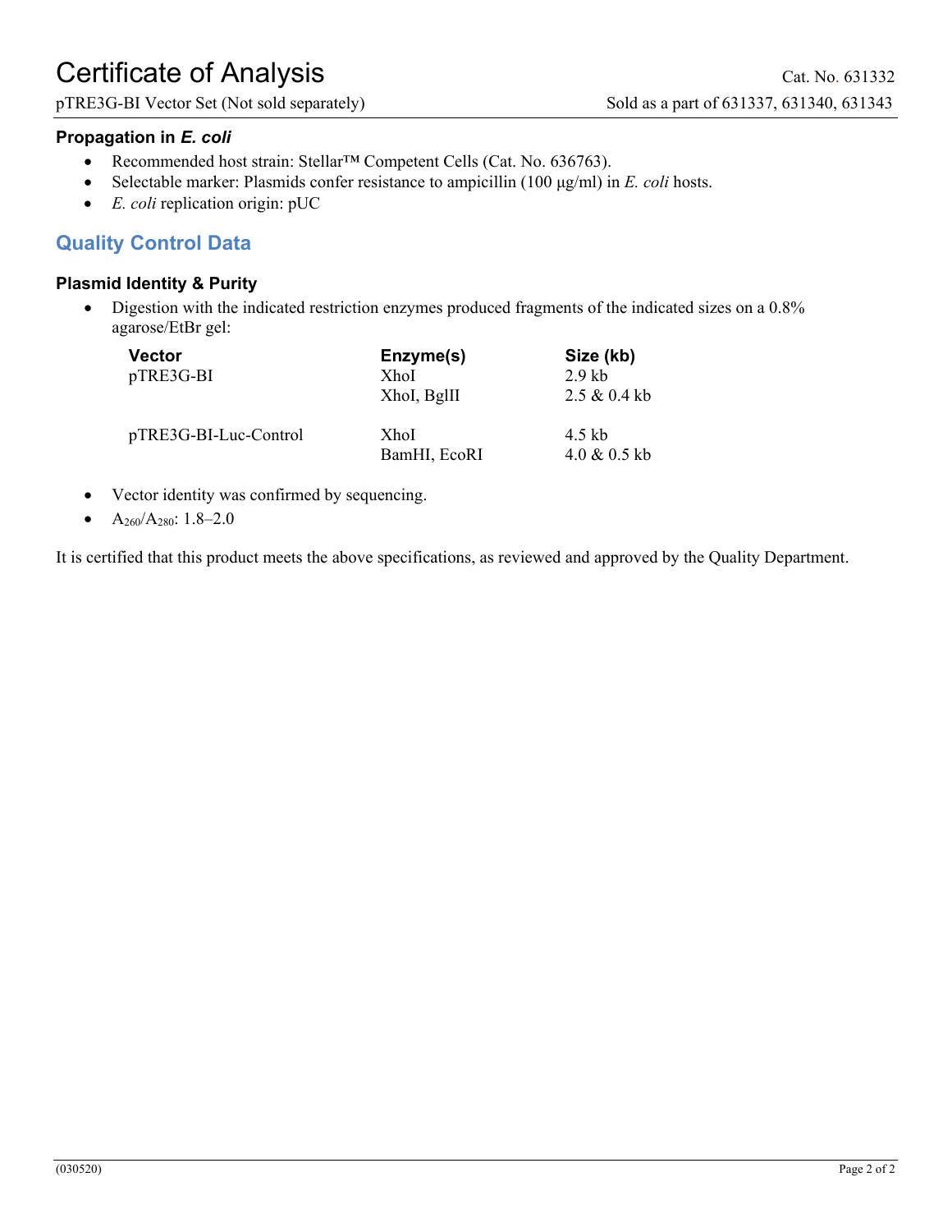### Propagation in *E. coli*

- Recommended host strain: Stellar™ Competent Cells (Cat. No. 636763).
- Selectable marker: Plasmids confer resistance to ampicillin (100 µg/ml) in *E. coli* hosts.
- *E. coli* replication origin: pUC

## Quality Control Data

### Plasmid Identity & Purity

- Digestion with the indicated restriction enzymes produced fragments of the indicated sizes on a 0.8% agarose/EtBr gel:

| Vector | Enzyme(s) | Size (kb) |
|---|---|---|
| pTRE3G-BI | XhoI | 2.9 kb |
| | XhoI, BglII | 2.5 & 0.4 kb |
| pTRE3G-BI-Luc-Control | XhoI | 4.5 kb |
| | BamHI, EcoRI | 4.0 & 0.5 kb |

- Vector identity was confirmed by sequencing.
- $A_{260}/A_{280}$: 1.8–2.0

It is certified that this product meets the above specifications, as reviewed and approved by the Quality Department.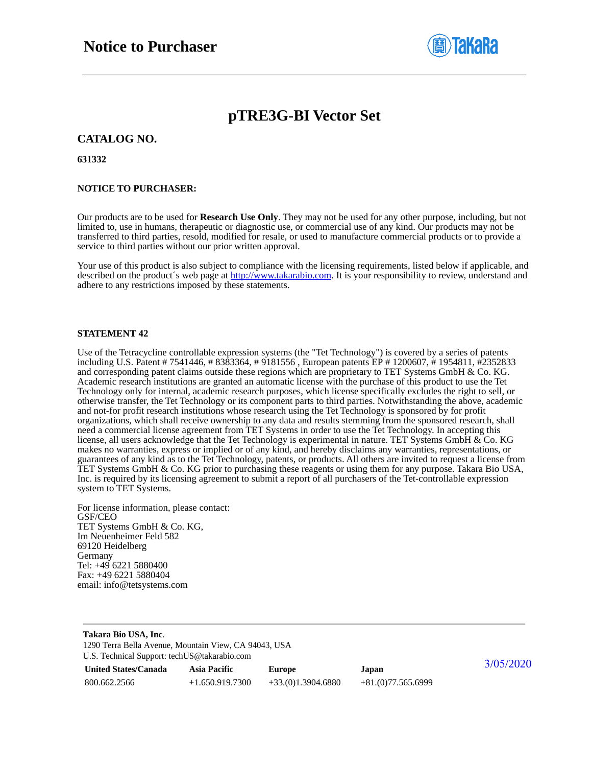# Notice to Purchaser

## pTRE3G-BI Vector Set

### CATALOG NO.

**631332**

**NOTICE TO PURCHASER:**

Our products are to be used for **Research Use Only**. They may not be used for any other purpose, including, but not limited to, use in humans, therapeutic or diagnostic use, or commercial use of any kind. Our products may not be transferred to third parties, resold, modified for resale, or used to manufacture commercial products or to provide a service to third parties without our prior written approval.

Your use of this product is also subject to compliance with the licensing requirements, listed below if applicable, and described on the product´s web page at [http://www.takarabio.com](http://www.takarabio.com). It is your responsibility to review, understand and adhere to any restrictions imposed by these statements.

**STATEMENT 42**

Use of the Tetracycline controllable expression systems (the "Tet Technology") is covered by a series of patents including U.S. Patent # 7541446, # 8383364, # 9181556 , European patents EP # 1200607, # 1954811, #2352833 and corresponding patent claims outside these regions which are proprietary to TET Systems GmbH & Co. KG. Academic research institutions are granted an automatic license with the purchase of this product to use the Tet Technology only for internal, academic research purposes, which license specifically excludes the right to sell, or otherwise transfer, the Tet Technology or its component parts to third parties. Notwithstanding the above, academic and not-for profit research institutions whose research using the Tet Technology is sponsored by for profit organizations, which shall receive ownership to any data and results stemming from the sponsored research, shall need a commercial license agreement from TET Systems in order to use the Tet Technology. In accepting this license, all users acknowledge that the Tet Technology is experimental in nature. TET Systems GmbH & Co. KG makes no warranties, express or implied or of any kind, and hereby disclaims any warranties, representations, or guarantees of any kind as to the Tet Technology, patents, or products. All others are invited to request a license from TET Systems GmbH & Co. KG prior to purchasing these reagents or using them for any purpose. Takara Bio USA, Inc. is required by its licensing agreement to submit a report of all purchasers of the Tet-controllable expression system to TET Systems.

For license information, please contact:  
GSF/CEO  
TET Systems GmbH & Co. KG,  
Im Neuenheimer Feld 582  
69120 Heidelberg  
Germany  
Tel: +49 6221 5880400  
Fax: +49 6221 5880404  
email: info@tetsystems.com

**Takara Bio USA, Inc**.  
1290 Terra Bella Avenue, Mountain View, CA 94043, USA  
U.S. Technical Support: techUS@takarabio.com

| United States/Canada | Asia Pacific | Europe | Japan |
|---|---|---|---|
| 800.662.2566 | +1.650.919.7300 | +33.(0)1.3904.6880 | +81.(0)77.565.6999 |

3/05/2020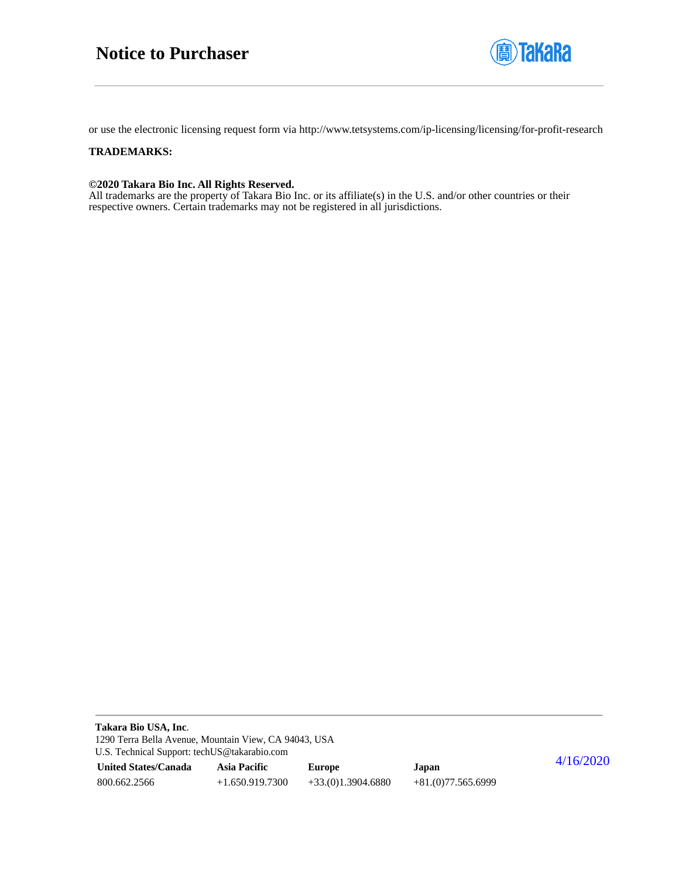or use the electronic licensing request form via http://www.tetsystems.com/ip-licensing/licensing/for-profit-research

**TRADEMARKS:**

**©2020 Takara Bio Inc. All Rights Reserved.**
All trademarks are the property of Takara Bio Inc. or its affiliate(s) in the U.S. and/or other countries or their respective owners. Certain trademarks may not be registered in all jurisdictions.

**Takara Bio USA, Inc**.
1290 Terra Bella Avenue, Mountain View, CA 94043, USA
U.S. Technical Support: techUS@takarabio.com

| United States/Canada | Asia Pacific | Europe | Japan |
|---|---|---|---|
| 800.662.2566 | +1.650.919.7300 | +33.(0)1.3904.6880 | +81.(0)77.565.6999 |

4/16/2020